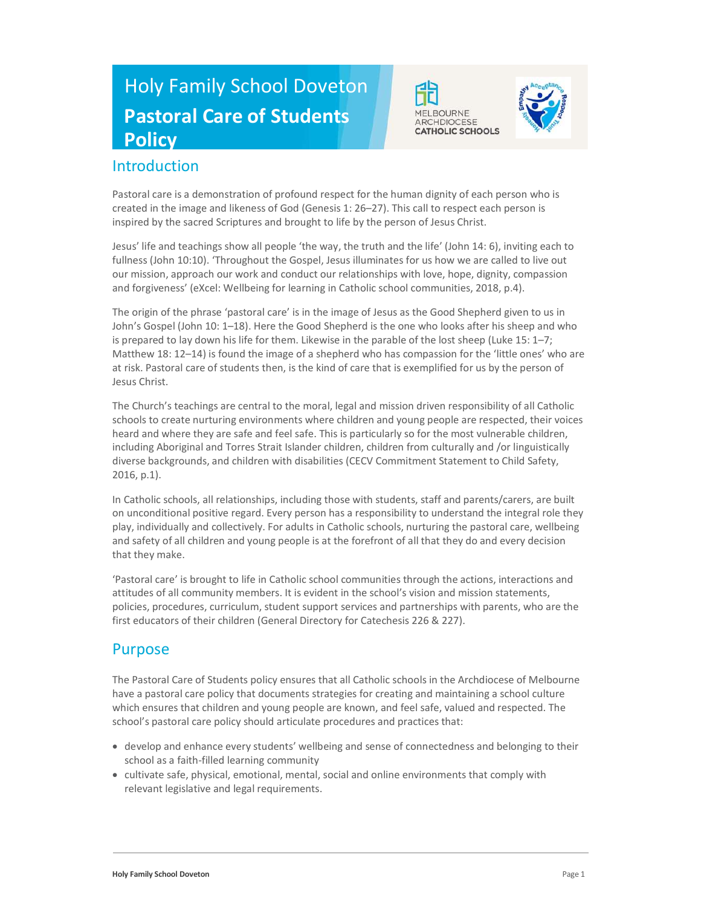# Holy Family School Doveton

# Pastoral Care of Students Policy

## Introduction

Pastoral care is a demonstration of profound respect for the human dignity of each person who is created in the image and likeness of God (Genesis 1: 26–27). This call to respect each person is inspired by the sacred Scriptures and brought to life by the person of Jesus Christ.

Jesus' life and teachings show all people 'the way, the truth and the life' (John 14: 6), inviting each to fullness (John 10:10). 'Throughout the Gospel, Jesus illuminates for us how we are called to live out our mission, approach our work and conduct our relationships with love, hope, dignity, compassion and forgiveness' (eXcel: Wellbeing for learning in Catholic school communities, 2018, p.4).

The origin of the phrase 'pastoral care' is in the image of Jesus as the Good Shepherd given to us in John's Gospel (John 10: 1–18). Here the Good Shepherd is the one who looks after his sheep and who is prepared to lay down his life for them. Likewise in the parable of the lost sheep (Luke 15: 1–7; Matthew 18: 12–14) is found the image of a shepherd who has compassion for the 'little ones' who are at risk. Pastoral care of students then, is the kind of care that is exemplified for us by the person of Jesus Christ.

The Church's teachings are central to the moral, legal and mission driven responsibility of all Catholic schools to create nurturing environments where children and young people are respected, their voices heard and where they are safe and feel safe. This is particularly so for the most vulnerable children, including Aboriginal and Torres Strait Islander children, children from culturally and /or linguistically diverse backgrounds, and children with disabilities (CECV Commitment Statement to Child Safety, 2016, p.1).

In Catholic schools, all relationships, including those with students, staff and parents/carers, are built on unconditional positive regard. Every person has a responsibility to understand the integral role they play, individually and collectively. For adults in Catholic schools, nurturing the pastoral care, wellbeing and safety of all children and young people is at the forefront of all that they do and every decision that they make.

'Pastoral care' is brought to life in Catholic school communities through the actions, interactions and attitudes of all community members. It is evident in the school's vision and mission statements, policies, procedures, curriculum, student support services and partnerships with parents, who are the first educators of their children (General Directory for Catechesis 226 & 227).

## Purpose

The Pastoral Care of Students policy ensures that all Catholic schools in the Archdiocese of Melbourne have a pastoral care policy that documents strategies for creating and maintaining a school culture which ensures that children and young people are known, and feel safe, valued and respected. The school's pastoral care policy should articulate procedures and practices that:

- develop and enhance every students' wellbeing and sense of connectedness and belonging to their school as a faith-filled learning community
- cultivate safe, physical, emotional, mental, social and online environments that comply with relevant legislative and legal requirements.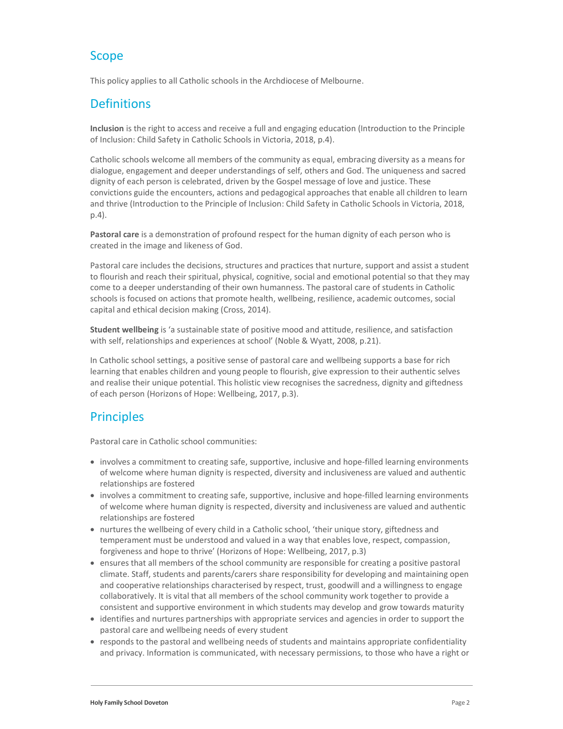## Scope

This policy applies to all Catholic schools in the Archdiocese of Melbourne.

## Definitions

**Inclusion** is the right to access and receive a full and engaging education (Introduction to the Principle of Inclusion: Child Safety in Catholic Schools in Victoria, 2018, p.4).

Catholic schools welcome all members of the community as equal, embracing diversity as a means for dialogue, engagement and deeper understandings of self, others and God. The uniqueness and sacred dignity of each person is celebrated, driven by the Gospel message of love and justice. These convictions guide the encounters, actions and pedagogical approaches that enable all children to learn and thrive (Introduction to the Principle of Inclusion: Child Safety in Catholic Schools in Victoria, 2018, p.4).

**Pastoral care** is a demonstration of profound respect for the human dignity of each person who is created in the image and likeness of God.

Pastoral care includes the decisions, structures and practices that nurture, support and assist a student to flourish and reach their spiritual, physical, cognitive, social and emotional potential so that they may come to a deeper understanding of their own humanness. The pastoral care of students in Catholic schools is focused on actions that promote health, wellbeing, resilience, academic outcomes, social capital and ethical decision making (Cross, 2014).

**Student wellbeing** is 'a sustainable state of positive mood and attitude, resilience, and satisfaction with self, relationships and experiences at school' (Noble & Wyatt, 2008, p.21).

In Catholic school settings, a positive sense of pastoral care and wellbeing supports a base for rich learning that enables children and young people to flourish, give expression to their authentic selves and realise their unique potential. This holistic view recognises the sacredness, dignity and giftedness of each person (Horizons of Hope: Wellbeing, 2017, p.3).

## Principles

Pastoral care in Catholic school communities:

- involves a commitment to creating safe, supportive, inclusive and hope-filled learning environments of welcome where human dignity is respected, diversity and inclusiveness are valued and authentic relationships are fostered
- involves a commitment to creating safe, supportive, inclusive and hope-filled learning environments of welcome where human dignity is respected, diversity and inclusiveness are valued and authentic relationships are fostered
- nurtures the wellbeing of every child in a Catholic school, 'their unique story, giftedness and temperament must be understood and valued in a way that enables love, respect, compassion, forgiveness and hope to thrive' (Horizons of Hope: Wellbeing, 2017, p.3)
- ensures that all members of the school community are responsible for creating a positive pastoral climate. Staff, students and parents/carers share responsibility for developing and maintaining open and cooperative relationships characterised by respect, trust, goodwill and a willingness to engage collaboratively. It is vital that all members of the school community work together to provide a consistent and supportive environment in which students may develop and grow towards maturity
- identifies and nurtures partnerships with appropriate services and agencies in order to support the pastoral care and wellbeing needs of every student
- responds to the pastoral and wellbeing needs of students and maintains appropriate confidentiality and privacy. Information is communicated, with necessary permissions, to those who have a right or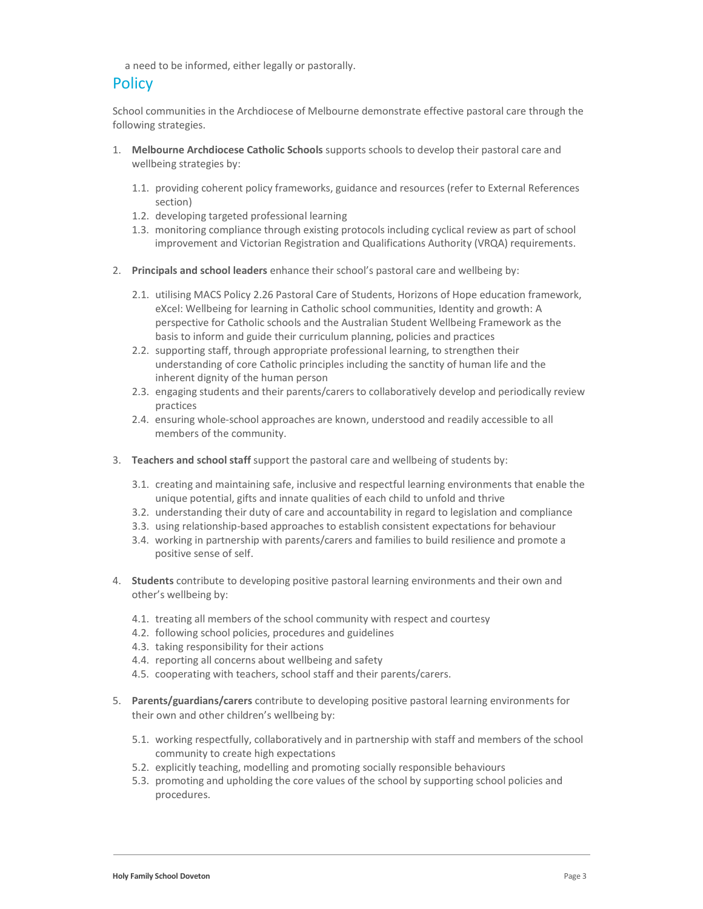a need to be informed, either legally or pastorally.

## Policy

School communities in the Archdiocese of Melbourne demonstrate effective pastoral care through the following strategies.

1. **Melbourne Archdiocese Catholic Schools** supports schools to develop their pastoral care and wellbeing strategies by:

   1.1. providing coherent policy frameworks, guidance and resources (refer to External References section)
   1.2. developing targeted professional learning
   1.3. monitoring compliance through existing protocols including cyclical review as part of school improvement and Victorian Registration and Qualifications Authority (VRQA) requirements.

2. **Principals and school leaders** enhance their school's pastoral care and wellbeing by:

   2.1. utilising MACS Policy 2.26 Pastoral Care of Students, Horizons of Hope education framework, eXcel: Wellbeing for learning in Catholic school communities, Identity and growth: A perspective for Catholic schools and the Australian Student Wellbeing Framework as the basis to inform and guide their curriculum planning, policies and practices
   2.2. supporting staff, through appropriate professional learning, to strengthen their understanding of core Catholic principles including the sanctity of human life and the inherent dignity of the human person
   2.3. engaging students and their parents/carers to collaboratively develop and periodically review practices
   2.4. ensuring whole-school approaches are known, understood and readily accessible to all members of the community.

3. **Teachers and school staff** support the pastoral care and wellbeing of students by:

   3.1. creating and maintaining safe, inclusive and respectful learning environments that enable the unique potential, gifts and innate qualities of each child to unfold and thrive
   3.2. understanding their duty of care and accountability in regard to legislation and compliance
   3.3. using relationship-based approaches to establish consistent expectations for behaviour
   3.4. working in partnership with parents/carers and families to build resilience and promote a positive sense of self.

4. **Students** contribute to developing positive pastoral learning environments and their own and other's wellbeing by:

   4.1. treating all members of the school community with respect and courtesy
   4.2. following school policies, procedures and guidelines
   4.3. taking responsibility for their actions
   4.4. reporting all concerns about wellbeing and safety
   4.5. cooperating with teachers, school staff and their parents/carers.

5. **Parents/guardians/carers** contribute to developing positive pastoral learning environments for their own and other children's wellbeing by:

   5.1. working respectfully, collaboratively and in partnership with staff and members of the school community to create high expectations
   5.2. explicitly teaching, modelling and promoting socially responsible behaviours
   5.3. promoting and upholding the core values of the school by supporting school policies and procedures.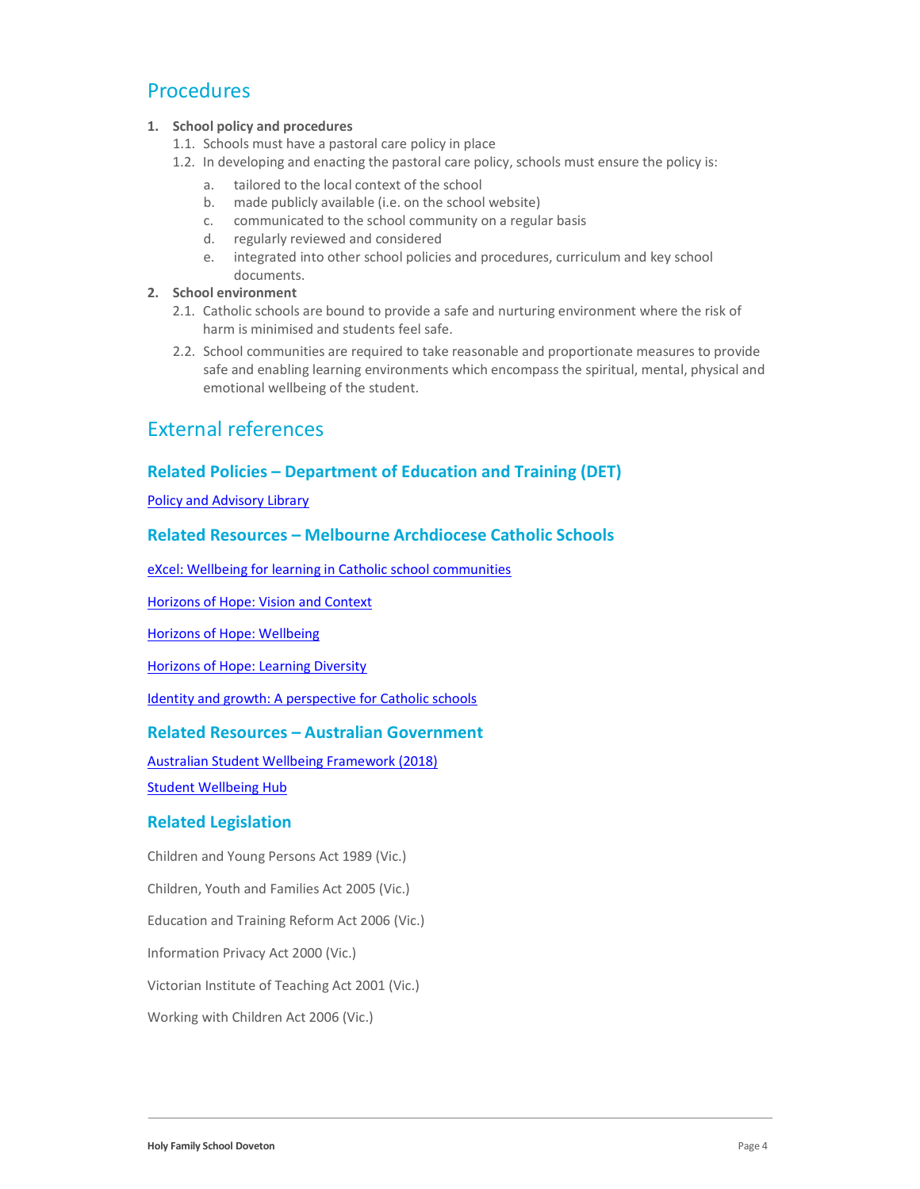## Procedures

1. **School policy and procedures**
   1.1. Schools must have a pastoral care policy in place
   1.2. In developing and enacting the pastoral care policy, schools must ensure the policy is:
      a. tailored to the local context of the school
      b. made publicly available (i.e. on the school website)
      c. communicated to the school community on a regular basis
      d. regularly reviewed and considered
      e. integrated into other school policies and procedures, curriculum and key school documents.
2. **School environment**
   2.1. Catholic schools are bound to provide a safe and nurturing environment where the risk of harm is minimised and students feel safe.
   2.2. School communities are required to take reasonable and proportionate measures to provide safe and enabling learning environments which encompass the spiritual, mental, physical and emotional wellbeing of the student.

## External references

### Related Policies – Department of Education and Training (DET)

Policy and Advisory Library

### Related Resources – Melbourne Archdiocese Catholic Schools

eXcel: Wellbeing for learning in Catholic school communities

Horizons of Hope: Vision and Context

Horizons of Hope: Wellbeing

Horizons of Hope: Learning Diversity

Identity and growth: A perspective for Catholic schools

### Related Resources – Australian Government

Australian Student Wellbeing Framework (2018)

Student Wellbeing Hub

### Related Legislation

Children and Young Persons Act 1989 (Vic.)

Children, Youth and Families Act 2005 (Vic.)

Education and Training Reform Act 2006 (Vic.)

Information Privacy Act 2000 (Vic.)

Victorian Institute of Teaching Act 2001 (Vic.)

Working with Children Act 2006 (Vic.)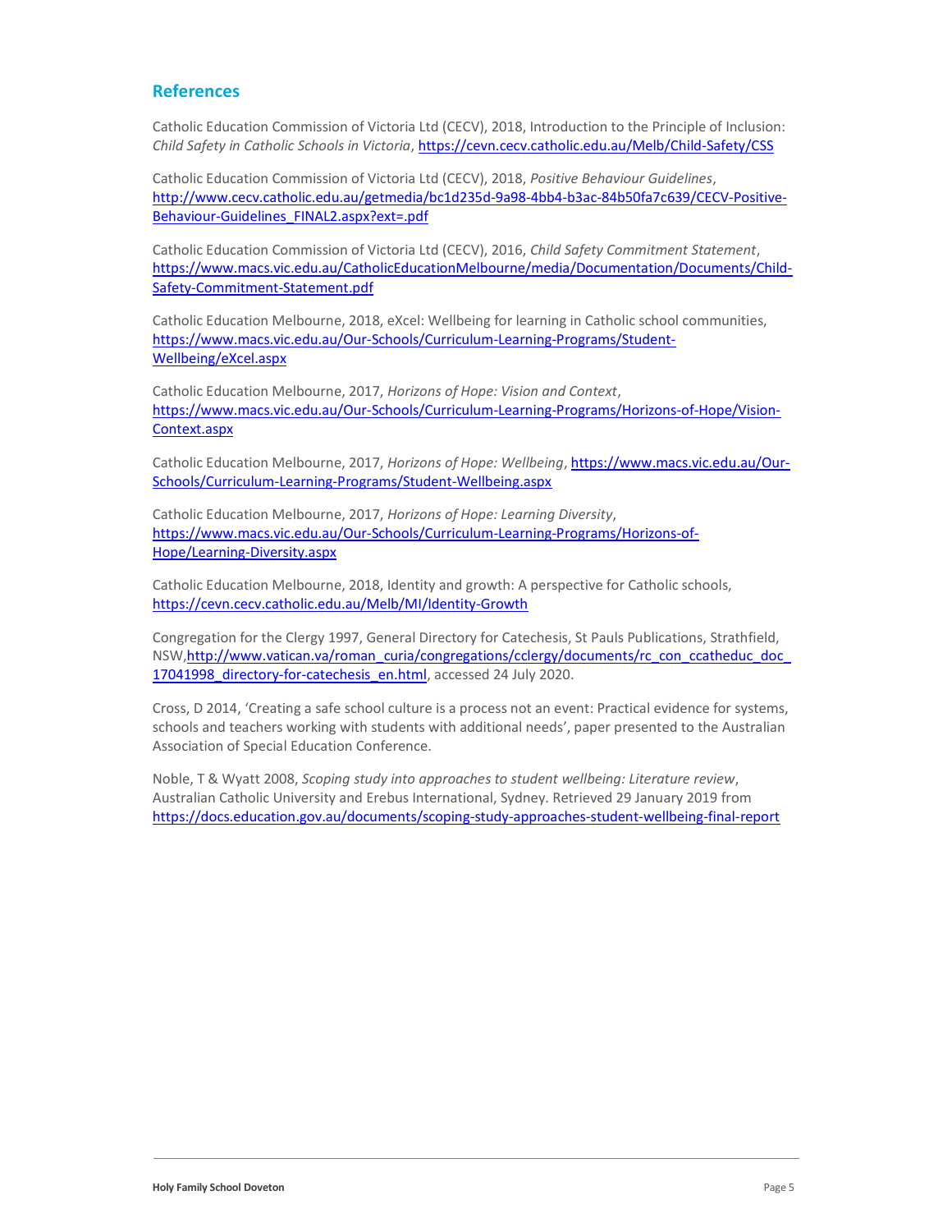## References

Catholic Education Commission of Victoria Ltd (CECV), 2018, Introduction to the Principle of Inclusion: *Child Safety in Catholic Schools in Victoria*, https://cevn.cecv.catholic.edu.au/Melb/Child-Safety/CSS

Catholic Education Commission of Victoria Ltd (CECV), 2018, *Positive Behaviour Guidelines*, http://www.cecv.catholic.edu.au/getmedia/bc1d235d-9a98-4bb4-b3ac-84b50fa7c639/CECV-Positive-Behaviour-Guidelines_FINAL2.aspx?ext=.pdf

Catholic Education Commission of Victoria Ltd (CECV), 2016, *Child Safety Commitment Statement*, https://www.macs.vic.edu.au/CatholicEducationMelbourne/media/Documentation/Documents/Child-Safety-Commitment-Statement.pdf

Catholic Education Melbourne, 2018, eXcel: Wellbeing for learning in Catholic school communities, https://www.macs.vic.edu.au/Our-Schools/Curriculum-Learning-Programs/Student-Wellbeing/eXcel.aspx

Catholic Education Melbourne, 2017, *Horizons of Hope: Vision and Context*, https://www.macs.vic.edu.au/Our-Schools/Curriculum-Learning-Programs/Horizons-of-Hope/Vision-Context.aspx

Catholic Education Melbourne, 2017, *Horizons of Hope: Wellbeing*, https://www.macs.vic.edu.au/Our-Schools/Curriculum-Learning-Programs/Student-Wellbeing.aspx

Catholic Education Melbourne, 2017, *Horizons of Hope: Learning Diversity*, https://www.macs.vic.edu.au/Our-Schools/Curriculum-Learning-Programs/Horizons-of-Hope/Learning-Diversity.aspx

Catholic Education Melbourne, 2018, Identity and growth: A perspective for Catholic schools, https://cevn.cecv.catholic.edu.au/Melb/MI/Identity-Growth

Congregation for the Clergy 1997, General Directory for Catechesis, St Pauls Publications, Strathfield, NSW,http://www.vatican.va/roman_curia/congregations/cclergy/documents/rc_con_ccatheduc_doc_17041998_directory-for-catechesis_en.html, accessed 24 July 2020.

Cross, D 2014, 'Creating a safe school culture is a process not an event: Practical evidence for systems, schools and teachers working with students with additional needs', paper presented to the Australian Association of Special Education Conference.

Noble, T & Wyatt 2008, *Scoping study into approaches to student wellbeing: Literature review*, Australian Catholic University and Erebus International, Sydney. Retrieved 29 January 2019 from https://docs.education.gov.au/documents/scoping-study-approaches-student-wellbeing-final-report